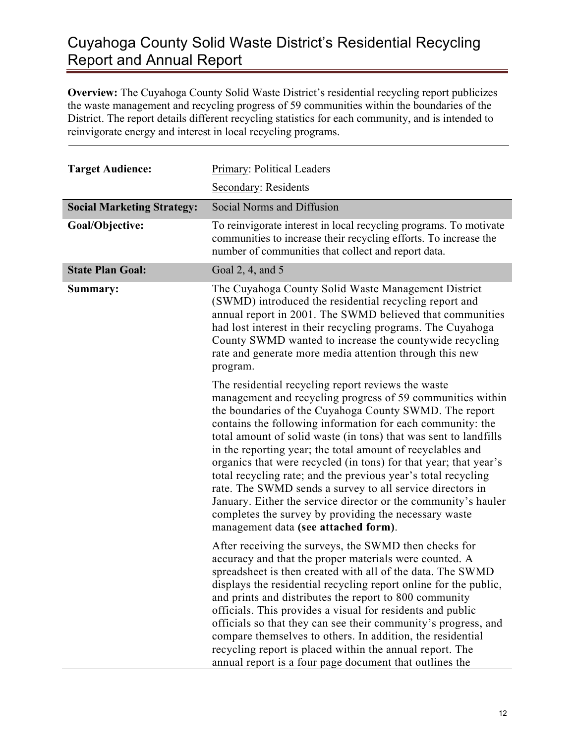# Cuyahoga County Solid Waste District's Residential Recycling Report and Annual Report

**Overview:** The Cuyahoga County Solid Waste District's residential recycling report publicizes the waste management and recycling progress of 59 communities within the boundaries of the District. The report details different recycling statistics for each community, and is intended to reinvigorate energy and interest in local recycling programs.

| | |
|---|---|
| **Target Audience:** | Primary: Political Leaders<br>Secondary: Residents |
| **Social Marketing Strategy:** | Social Norms and Diffusion |
| **Goal/Objective:** | To reinvigorate interest in local recycling programs. To motivate communities to increase their recycling efforts. To increase the number of communities that collect and report data. |
| **State Plan Goal:** | Goal 2, 4, and 5 |
| **Summary:** | The Cuyahoga County Solid Waste Management District (SWMD) introduced the residential recycling report and annual report in 2001. The SWMD believed that communities had lost interest in their recycling programs. The Cuyahoga County SWMD wanted to increase the countywide recycling rate and generate more media attention through this new program.<br><br>The residential recycling report reviews the waste management and recycling progress of 59 communities within the boundaries of the Cuyahoga County SWMD. The report contains the following information for each community: the total amount of solid waste (in tons) that was sent to landfills in the reporting year; the total amount of recyclables and organics that were recycled (in tons) for that year; that year's total recycling rate; and the previous year's total recycling rate. The SWMD sends a survey to all service directors in January. Either the service director or the community's hauler completes the survey by providing the necessary waste management data **(see attached form)**.<br><br>After receiving the surveys, the SWMD then checks for accuracy and that the proper materials were counted. A spreadsheet is then created with all of the data. The SWMD displays the residential recycling report online for the public, and prints and distributes the report to 800 community officials. This provides a visual for residents and public officials so that they can see their community's progress, and compare themselves to others. In addition, the residential recycling report is placed within the annual report. The annual report is a four page document that outlines the |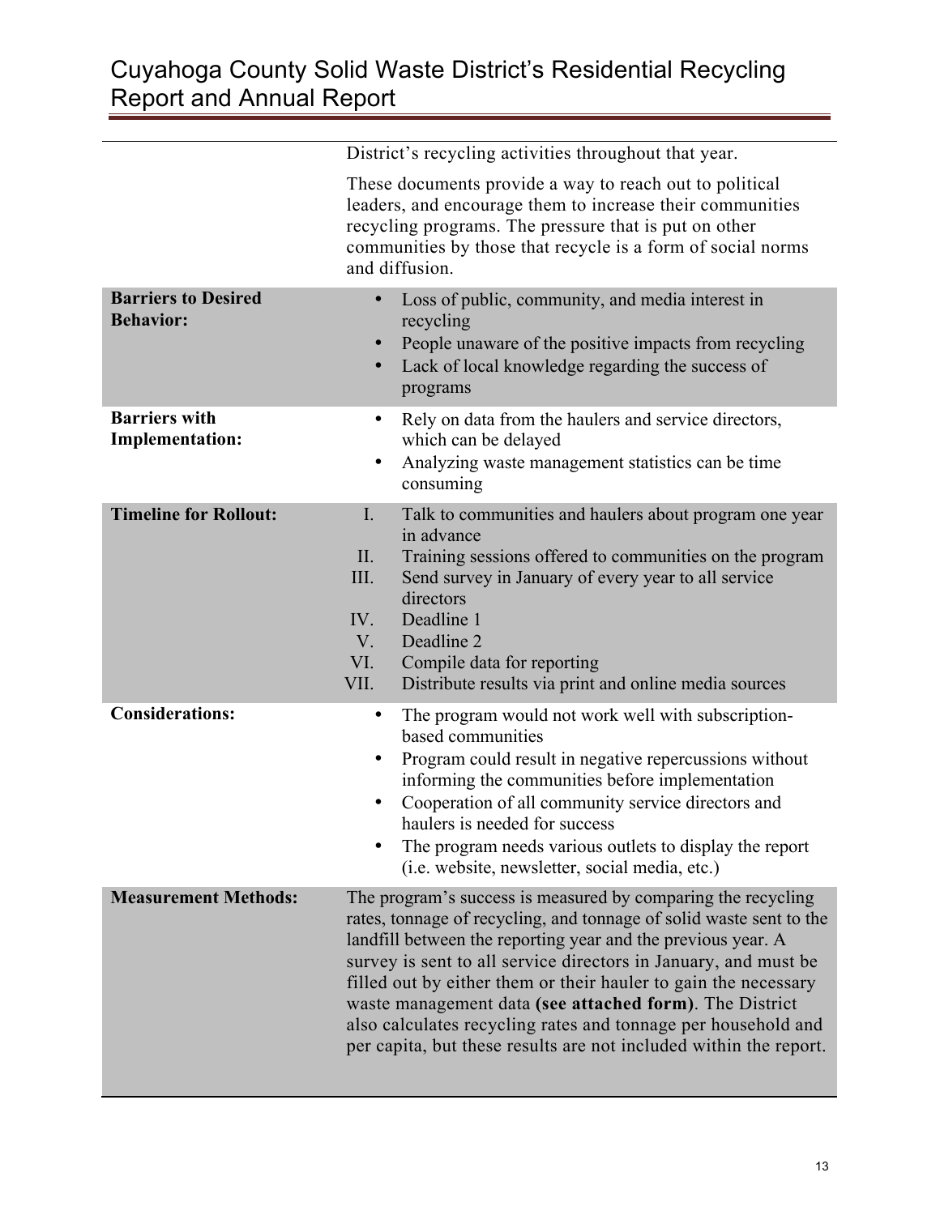| | |
|---|---|
| | District's recycling activities throughout that year.<br><br>These documents provide a way to reach out to political leaders, and encourage them to increase their communities recycling programs. The pressure that is put on other communities by those that recycle is a form of social norms and diffusion. |
| **Barriers to Desired Behavior:** | • Loss of public, community, and media interest in recycling<br>• People unaware of the positive impacts from recycling<br>• Lack of local knowledge regarding the success of programs |
| **Barriers with Implementation:** | • Rely on data from the haulers and service directors, which can be delayed<br>• Analyzing waste management statistics can be time consuming |
| **Timeline for Rollout:** | I. Talk to communities and haulers about program one year in advance<br>II. Training sessions offered to communities on the program<br>III. Send survey in January of every year to all service directors<br>IV. Deadline 1<br>V. Deadline 2<br>VI. Compile data for reporting<br>VII. Distribute results via print and online media sources |
| **Considerations:** | • The program would not work well with subscription-based communities<br>• Program could result in negative repercussions without informing the communities before implementation<br>• Cooperation of all community service directors and haulers is needed for success<br>• The program needs various outlets to display the report (i.e. website, newsletter, social media, etc.) |
| **Measurement Methods:** | The program's success is measured by comparing the recycling rates, tonnage of recycling, and tonnage of solid waste sent to the landfill between the reporting year and the previous year. A survey is sent to all service directors in January, and must be filled out by either them or their hauler to gain the necessary waste management data **(see attached form)**. The District also calculates recycling rates and tonnage per household and per capita, but these results are not included within the report. |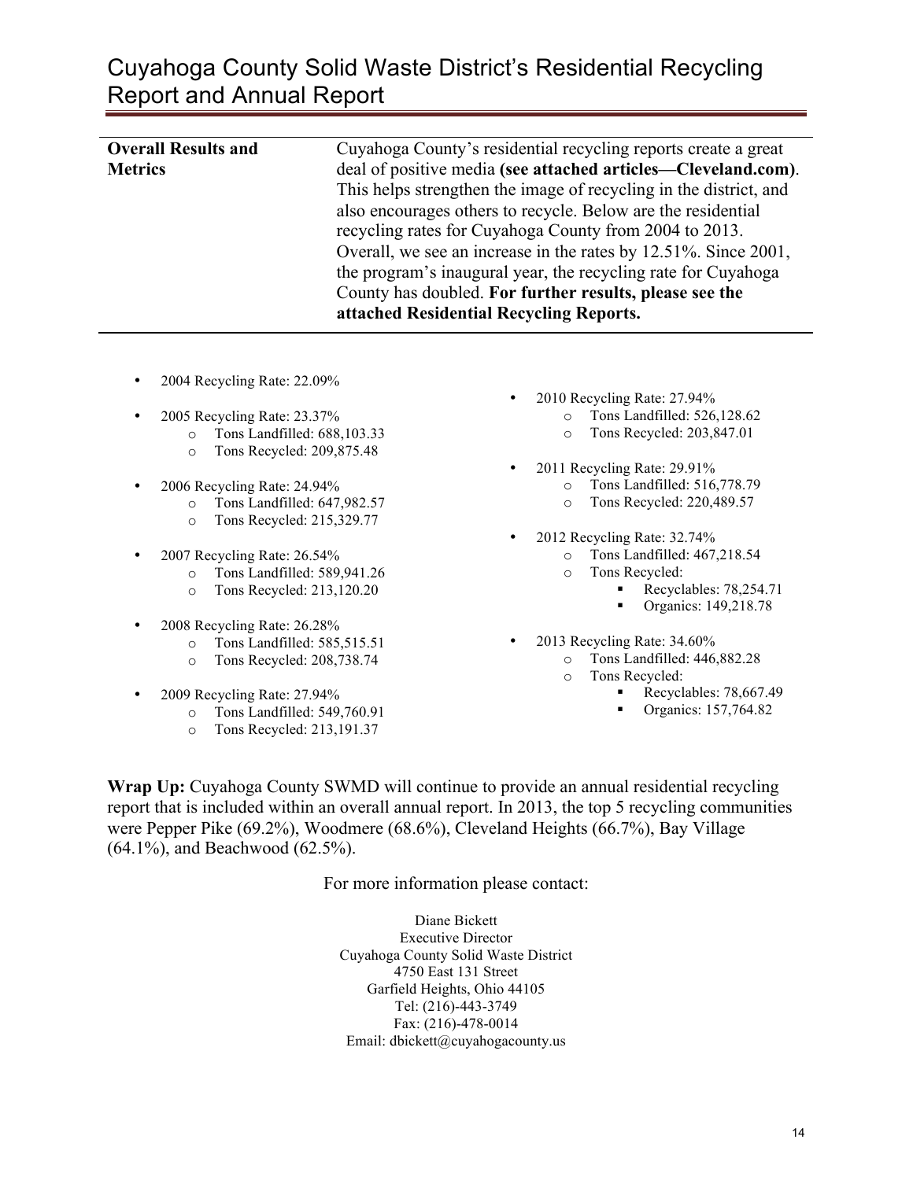# Cuyahoga County Solid Waste District's Residential Recycling Report and Annual Report

| | |
|---|---|
| **Overall Results and Metrics** | Cuyahoga County's residential recycling reports create a great deal of positive media **(see attached articles—Cleveland.com)**. This helps strengthen the image of recycling in the district, and also encourages others to recycle. Below are the residential recycling rates for Cuyahoga County from 2004 to 2013. Overall, we see an increase in the rates by 12.51%. Since 2001, the program's inaugural year, the recycling rate for Cuyahoga County has doubled. **For further results, please see the attached Residential Recycling Reports.** |

- 2004 Recycling Rate: 22.09%
- 2005 Recycling Rate: 23.37%
  - Tons Landfilled: 688,103.33
  - Tons Recycled: 209,875.48
- 2006 Recycling Rate: 24.94%
  - Tons Landfilled: 647,982.57
  - Tons Recycled: 215,329.77
- 2007 Recycling Rate: 26.54%
  - Tons Landfilled: 589,941.26
  - Tons Recycled: 213,120.20
- 2008 Recycling Rate: 26.28%
  - Tons Landfilled: 585,515.51
  - Tons Recycled: 208,738.74
- 2009 Recycling Rate: 27.94%
  - Tons Landfilled: 549,760.91
  - Tons Recycled: 213,191.37
- 2010 Recycling Rate: 27.94%
  - Tons Landfilled: 526,128.62
  - Tons Recycled: 203,847.01
- 2011 Recycling Rate: 29.91%
  - Tons Landfilled: 516,778.79
  - Tons Recycled: 220,489.57
- 2012 Recycling Rate: 32.74%
  - Tons Landfilled: 467,218.54
  - Tons Recycled:
    - Recyclables: 78,254.71
    - Organics: 149,218.78
- 2013 Recycling Rate: 34.60%
  - Tons Landfilled: 446,882.28
  - Tons Recycled:
    - Recyclables: 78,667.49
    - Organics: 157,764.82

**Wrap Up:** Cuyahoga County SWMD will continue to provide an annual residential recycling report that is included within an overall annual report. In 2013, the top 5 recycling communities were Pepper Pike (69.2%), Woodmere (68.6%), Cleveland Heights (66.7%), Bay Village (64.1%), and Beachwood (62.5%).

For more information please contact:

Diane Bickett
Executive Director
Cuyahoga County Solid Waste District
4750 East 131 Street
Garfield Heights, Ohio 44105
Tel: (216)-443-3749
Fax: (216)-478-0014
Email: dbickett@cuyahogacounty.us